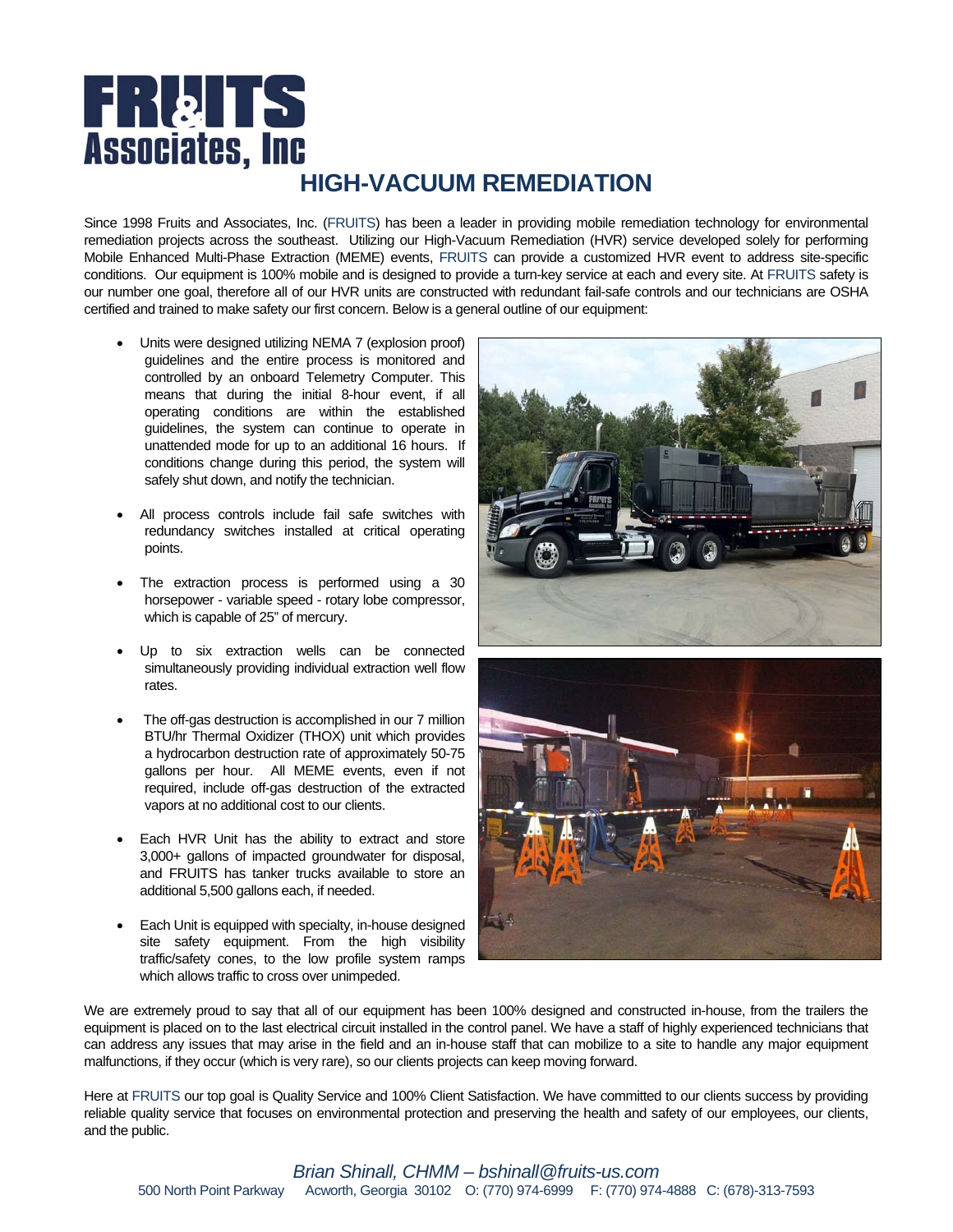# FRUITS Associates, Inc

## HIGH-VACUUM REMEDIATION

Since 1998 Fruits and Associates, Inc. (FRUITS) has been a leader in providing mobile remediation technology for environmental remediation projects across the southeast. Utilizing our High-Vacuum Remediation (HVR) service developed solely for performing Mobile Enhanced Multi-Phase Extraction (MEME) events, FRUITS can provide a customized HVR event to address site-specific conditions. Our equipment is 100% mobile and is designed to provide a turn-key service at each and every site. At FRUITS safety is our number one goal, therefore all of our HVR units are constructed with redundant fail-safe controls and our technicians are OSHA certified and trained to make safety our first concern. Below is a general outline of our equipment:

- Units were designed utilizing NEMA 7 (explosion proof) guidelines and the entire process is monitored and controlled by an onboard Telemetry Computer. This means that during the initial 8-hour event, if all operating conditions are within the established guidelines, the system can continue to operate in unattended mode for up to an additional 16 hours. If conditions change during this period, the system will safely shut down, and notify the technician.
- All process controls include fail safe switches with redundancy switches installed at critical operating points.
- The extraction process is performed using a 30 horsepower - variable speed - rotary lobe compressor, which is capable of 25" of mercury.
- Up to six extraction wells can be connected simultaneously providing individual extraction well flow rates.
- The off-gas destruction is accomplished in our 7 million BTU/hr Thermal Oxidizer (THOX) unit which provides a hydrocarbon destruction rate of approximately 50-75 gallons per hour. All MEME events, even if not required, include off-gas destruction of the extracted vapors at no additional cost to our clients.
- Each HVR Unit has the ability to extract and store 3,000+ gallons of impacted groundwater for disposal, and FRUITS has tanker trucks available to store an additional 5,500 gallons each, if needed.
- Each Unit is equipped with specialty, in-house designed site safety equipment. From the high visibility traffic/safety cones, to the low profile system ramps which allows traffic to cross over unimpeded.

We are extremely proud to say that all of our equipment has been 100% designed and constructed in-house, from the trailers the equipment is placed on to the last electrical circuit installed in the control panel. We have a staff of highly experienced technicians that can address any issues that may arise in the field and an in-house staff that can mobilize to a site to handle any major equipment malfunctions, if they occur (which is very rare), so our clients projects can keep moving forward.

Here at FRUITS our top goal is Quality Service and 100% Client Satisfaction. We have committed to our clients success by providing reliable quality service that focuses on environmental protection and preserving the health and safety of our employees, our clients, and the public.

*Brian Shinall, CHMM – bshinall@fruits-us.com*

500 North Point Parkway Acworth, Georgia 30102 O: (770) 974-6999 F: (770) 974-4888 C: (678)-313-7593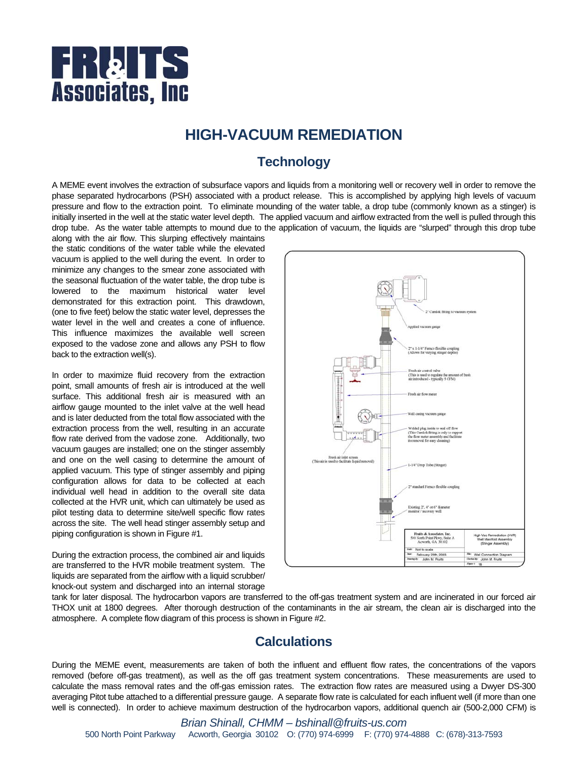# HIGH-VACUUM REMEDIATION

## Technology

A MEME event involves the extraction of subsurface vapors and liquids from a monitoring well or recovery well in order to remove the phase separated hydrocarbons (PSH) associated with a product release. This is accomplished by applying high levels of vacuum pressure and flow to the extraction point. To eliminate mounding of the water table, a drop tube (commonly known as a stinger) is initially inserted in the well at the static water level depth. The applied vacuum and airflow extracted from the well is pulled through this drop tube. As the water table attempts to mound due to the application of vacuum, the liquids are "slurped" through this drop tube along with the air flow. This slurping effectively maintains the static conditions of the water table while the elevated vacuum is applied to the well during the event. In order to minimize any changes to the smear zone associated with the seasonal fluctuation of the water table, the drop tube is lowered to the maximum historical water level demonstrated for this extraction point. This drawdown, (one to five feet) below the static water level, depresses the water level in the well and creates a cone of influence. This influence maximizes the available well screen exposed to the vadose zone and allows any PSH to flow back to the extraction well(s).

In order to maximize fluid recovery from the extraction point, small amounts of fresh air is introduced at the well surface. This additional fresh air is measured with an airflow gauge mounted to the inlet valve at the well head and is later deducted from the total flow associated with the extraction process from the well, resulting in an accurate flow rate derived from the vadose zone. Additionally, two vacuum gauges are installed; one on the stinger assembly and one on the well casing to determine the amount of applied vacuum. This type of stinger assembly and piping configuration allows for data to be collected at each individual well head in addition to the overall site data collected at the HVR unit, which can ultimately be used as pilot testing data to determine site/well specific flow rates across the site. The well head stinger assembly setup and piping configuration is shown in Figure #1.

During the extraction process, the combined air and liquids are transferred to the HVR mobile treatment system. The liquids are separated from the airflow with a liquid scrubber/ knock-out system and discharged into an internal storage tank for later disposal. The hydrocarbon vapors are transferred to the off-gas treatment system and are incinerated in our forced air THOX unit at 1800 degrees. After thorough destruction of the contaminants in the air stream, the clean air is discharged into the atmosphere. A complete flow diagram of this process is shown in Figure #2.

## Calculations

During the MEME event, measurements are taken of both the influent and effluent flow rates, the concentrations of the vapors removed (before off-gas treatment), as well as the off gas treatment system concentrations. These measurements are used to calculate the mass removal rates and the off-gas emission rates. The extraction flow rates are measured using a Dwyer DS-300 averaging Pitot tube attached to a differential pressure gauge. A separate flow rate is calculated for each influent well (if more than one well is connected). In order to achieve maximum destruction of the hydrocarbon vapors, additional quench air (500-2,000 CFM) is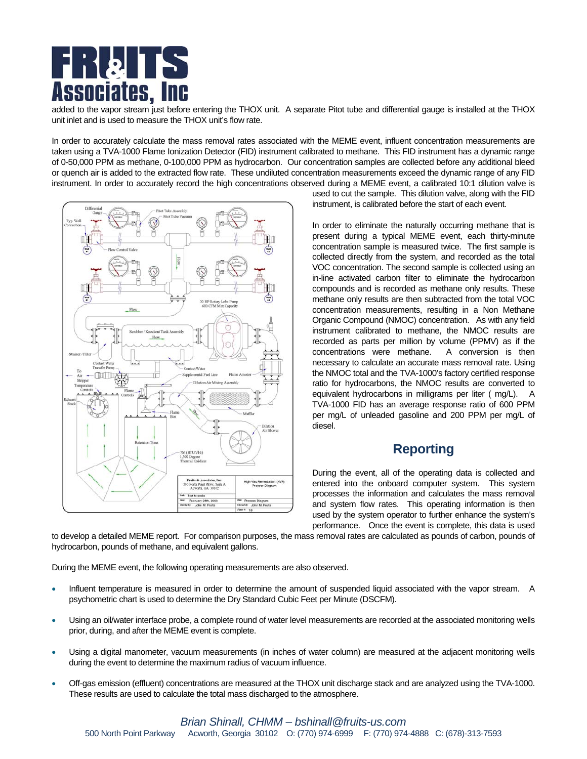added to the vapor stream just before entering the THOX unit. A separate Pitot tube and differential gauge is installed at the THOX unit inlet and is used to measure the THOX unit's flow rate.

In order to accurately calculate the mass removal rates associated with the MEME event, influent concentration measurements are taken using a TVA-1000 Flame Ionization Detector (FID) instrument calibrated to methane. This FID instrument has a dynamic range of 0-50,000 PPM as methane, 0-100,000 PPM as hydrocarbon. Our concentration samples are collected before any additional bleed or quench air is added to the extracted flow rate. These undiluted concentration measurements exceed the dynamic range of any FID instrument. In order to accurately record the high concentrations observed during a MEME event, a calibrated 10:1 dilution valve is used to cut the sample. This dilution valve, along with the FID instrument, is calibrated before the start of each event.

In order to eliminate the naturally occurring methane that is present during a typical MEME event, each thirty-minute concentration sample is measured twice. The first sample is collected directly from the system, and recorded as the total VOC concentration. The second sample is collected using an in-line activated carbon filter to eliminate the hydrocarbon compounds and is recorded as methane only results. These methane only results are then subtracted from the total VOC concentration measurements, resulting in a Non Methane Organic Compound (NMOC) concentration. As with any field instrument calibrated to methane, the NMOC results are recorded as parts per million by volume (PPMV) as if the concentrations were methane. A conversion is then necessary to calculate an accurate mass removal rate. Using the NMOC total and the TVA-1000's factory certified response ratio for hydrocarbons, the NMOC results are converted to equivalent hydrocarbons in milligrams per liter ( mg/L). A TVA-1000 FID has an average response ratio of 600 PPM per mg/L of unleaded gasoline and 200 PPM per mg/L of diesel.

## Reporting

During the event, all of the operating data is collected and entered into the onboard computer system. This system processes the information and calculates the mass removal and system flow rates. This operating information is then used by the system operator to further enhance the system's performance. Once the event is complete, this data is used to develop a detailed MEME report. For comparison purposes, the mass removal rates are calculated as pounds of carbon, pounds of hydrocarbon, pounds of methane, and equivalent gallons.

During the MEME event, the following operating measurements are also observed.

- Influent temperature is measured in order to determine the amount of suspended liquid associated with the vapor stream. A psychometric chart is used to determine the Dry Standard Cubic Feet per Minute (DSCFM).
- Using an oil/water interface probe, a complete round of water level measurements are recorded at the associated monitoring wells prior, during, and after the MEME event is complete.
- Using a digital manometer, vacuum measurements (in inches of water column) are measured at the adjacent monitoring wells during the event to determine the maximum radius of vacuum influence.
- Off-gas emission (effluent) concentrations are measured at the THOX unit discharge stack and are analyzed using the TVA-1000. These results are used to calculate the total mass discharged to the atmosphere.